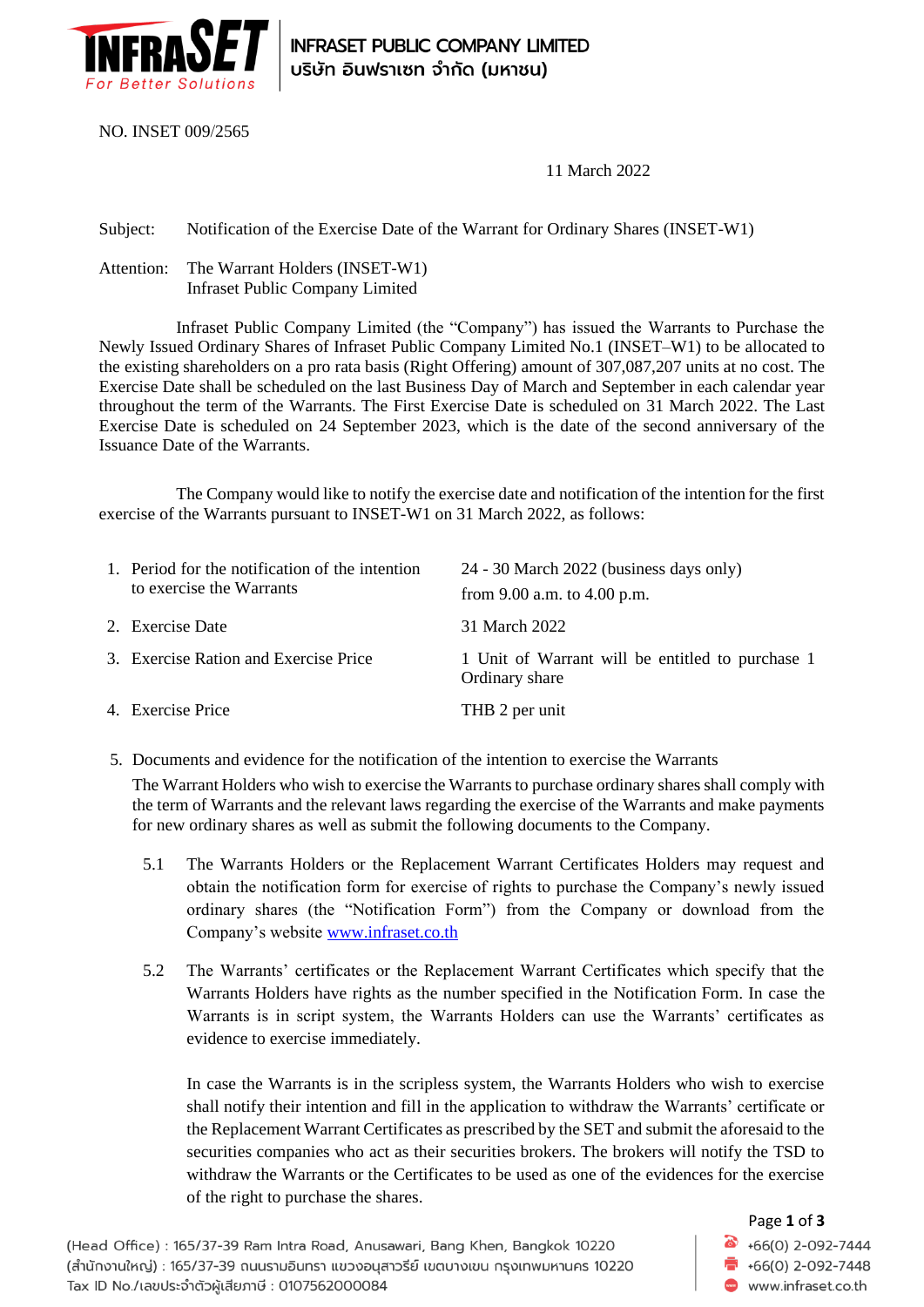INFRASET PUBLIC COMPANY LIMITED
บริษัท อินฟราเซท จำกัด (มหาชน)

NO. INSET 009/2565

11 March 2022

Subject: Notification of the Exercise Date of the Warrant for Ordinary Shares (INSET-W1)

Attention: The Warrant Holders (INSET-W1)
Infraset Public Company Limited

Infraset Public Company Limited (the "Company") has issued the Warrants to Purchase the Newly Issued Ordinary Shares of Infraset Public Company Limited No.1 (INSET–W1) to be allocated to the existing shareholders on a pro rata basis (Right Offering) amount of 307,087,207 units at no cost. The Exercise Date shall be scheduled on the last Business Day of March and September in each calendar year throughout the term of the Warrants. The First Exercise Date is scheduled on 31 March 2022. The Last Exercise Date is scheduled on 24 September 2023, which is the date of the second anniversary of the Issuance Date of the Warrants.

The Company would like to notify the exercise date and notification of the intention for the first exercise of the Warrants pursuant to INSET-W1 on 31 March 2022, as follows:

| | |
|---|---|
| 1. Period for the notification of the intention to exercise the Warrants | 24 - 30 March 2022 (business days only) from 9.00 a.m. to 4.00 p.m. |
| 2. Exercise Date | 31 March 2022 |
| 3. Exercise Ration and Exercise Price | 1 Unit of Warrant will be entitled to purchase 1 Ordinary share |
| 4. Exercise Price | THB 2 per unit |

5. Documents and evidence for the notification of the intention to exercise the Warrants

   The Warrant Holders who wish to exercise the Warrants to purchase ordinary shares shall comply with the term of Warrants and the relevant laws regarding the exercise of the Warrants and make payments for new ordinary shares as well as submit the following documents to the Company.

   5.1 The Warrants Holders or the Replacement Warrant Certificates Holders may request and obtain the notification form for exercise of rights to purchase the Company's newly issued ordinary shares (the "Notification Form") from the Company or download from the Company's website www.infraset.co.th

   5.2 The Warrants' certificates or the Replacement Warrant Certificates which specify that the Warrants Holders have rights as the number specified in the Notification Form. In case the Warrants is in script system, the Warrants Holders can use the Warrants' certificates as evidence to exercise immediately.

   In case the Warrants is in the scripless system, the Warrants Holders who wish to exercise shall notify their intention and fill in the application to withdraw the Warrants' certificate or the Replacement Warrant Certificates as prescribed by the SET and submit the aforesaid to the securities companies who act as their securities brokers. The brokers will notify the TSD to withdraw the Warrants or the Certificates to be used as one of the evidences for the exercise of the right to purchase the shares.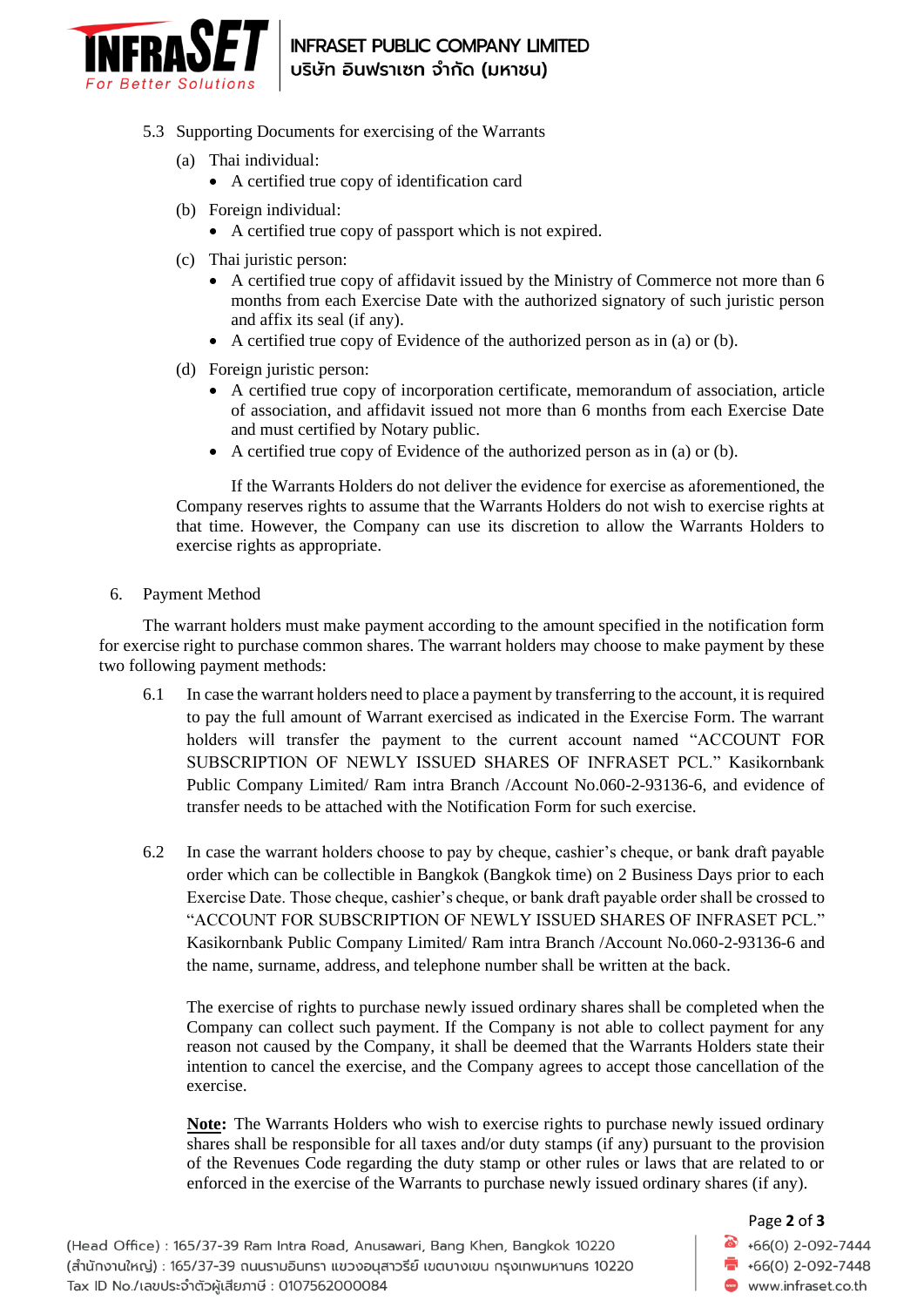5.3 Supporting Documents for exercising of the Warrants

(a) Thai individual:
- A certified true copy of identification card

(b) Foreign individual:
- A certified true copy of passport which is not expired.

(c) Thai juristic person:
- A certified true copy of affidavit issued by the Ministry of Commerce not more than 6 months from each Exercise Date with the authorized signatory of such juristic person and affix its seal (if any).
- A certified true copy of Evidence of the authorized person as in (a) or (b).

(d) Foreign juristic person:
- A certified true copy of incorporation certificate, memorandum of association, article of association, and affidavit issued not more than 6 months from each Exercise Date and must certified by Notary public.
- A certified true copy of Evidence of the authorized person as in (a) or (b).

If the Warrants Holders do not deliver the evidence for exercise as aforementioned, the Company reserves rights to assume that the Warrants Holders do not wish to exercise rights at that time. However, the Company can use its discretion to allow the Warrants Holders to exercise rights as appropriate.

6. Payment Method

The warrant holders must make payment according to the amount specified in the notification form for exercise right to purchase common shares. The warrant holders may choose to make payment by these two following payment methods:

6.1 In case the warrant holders need to place a payment by transferring to the account, it is required to pay the full amount of Warrant exercised as indicated in the Exercise Form. The warrant holders will transfer the payment to the current account named "ACCOUNT FOR SUBSCRIPTION OF NEWLY ISSUED SHARES OF INFRASET PCL." Kasikornbank Public Company Limited/ Ram intra Branch /Account No.060-2-93136-6, and evidence of transfer needs to be attached with the Notification Form for such exercise.

6.2 In case the warrant holders choose to pay by cheque, cashier's cheque, or bank draft payable order which can be collectible in Bangkok (Bangkok time) on 2 Business Days prior to each Exercise Date. Those cheque, cashier's cheque, or bank draft payable order shall be crossed to "ACCOUNT FOR SUBSCRIPTION OF NEWLY ISSUED SHARES OF INFRASET PCL." Kasikornbank Public Company Limited/ Ram intra Branch /Account No.060-2-93136-6 and the name, surname, address, and telephone number shall be written at the back.

The exercise of rights to purchase newly issued ordinary shares shall be completed when the Company can collect such payment. If the Company is not able to collect payment for any reason not caused by the Company, it shall be deemed that the Warrants Holders state their intention to cancel the exercise, and the Company agrees to accept those cancellation of the exercise.

**Note:** The Warrants Holders who wish to exercise rights to purchase newly issued ordinary shares shall be responsible for all taxes and/or duty stamps (if any) pursuant to the provision of the Revenues Code regarding the duty stamp or other rules or laws that are related to or enforced in the exercise of the Warrants to purchase newly issued ordinary shares (if any).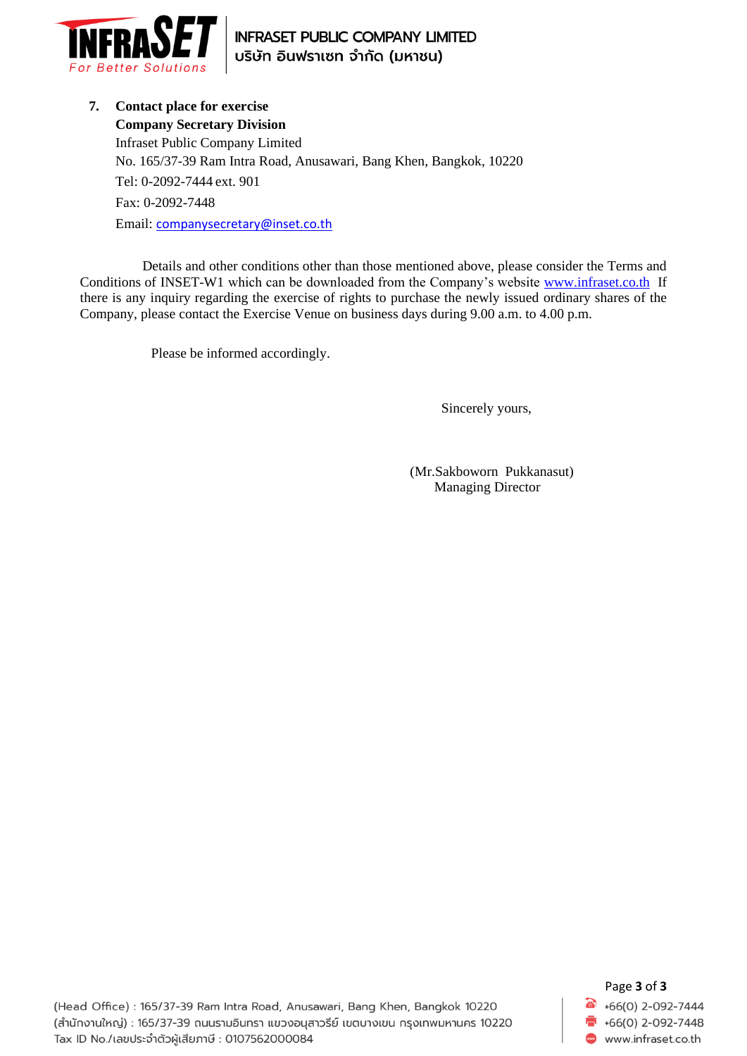7. **Contact place for exercise**
   **Company Secretary Division**
   Infraset Public Company Limited
   No. 165/37-39 Ram Intra Road, Anusawari, Bang Khen, Bangkok, 10220
   Tel: 0-2092-7444 ext. 901
   Fax: 0-2092-7448
   Email: companysecretary@inset.co.th

Details and other conditions other than those mentioned above, please consider the Terms and Conditions of INSET-W1 which can be downloaded from the Company's website www.infraset.co.th If there is any inquiry regarding the exercise of rights to purchase the newly issued ordinary shares of the Company, please contact the Exercise Venue on business days during 9.00 a.m. to 4.00 p.m.

Please be informed accordingly.

Sincerely yours,

(Mr.Sakboworn Pukkanasut)
Managing Director